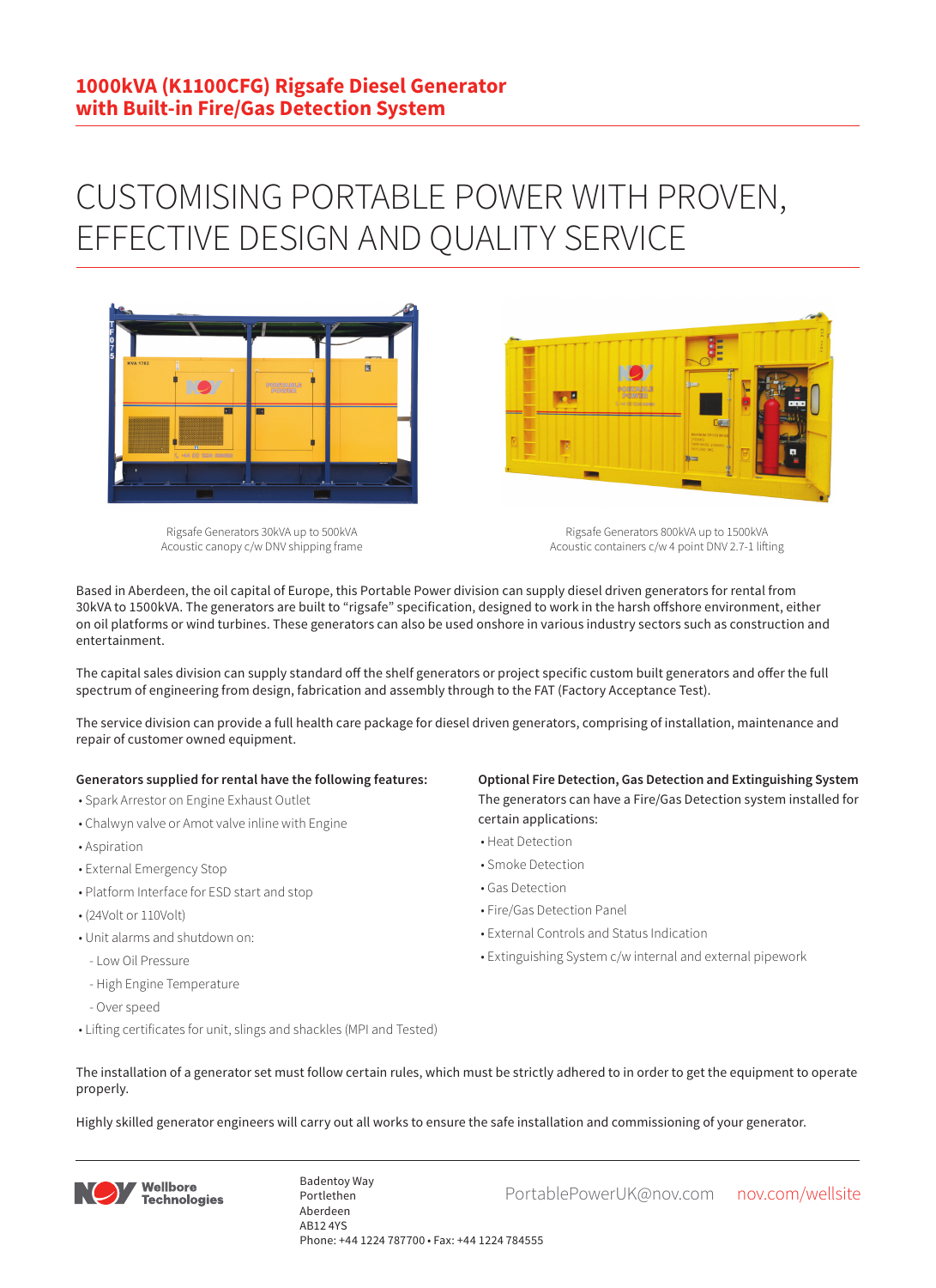# 1000kVA (K1100CFG) Rigsafe Diesel Generator with Built-in Fire/Gas Detection System

## CUSTOMISING PORTABLE POWER WITH PROVEN, EFFECTIVE DESIGN AND QUALITY SERVICE

Rigsafe Generators 30kVA up to 500kVA
Acoustic canopy c/w DNV shipping frame

Rigsafe Generators 800kVA up to 1500kVA
Acoustic containers c/w 4 point DNV 2.7-1 lifting

Based in Aberdeen, the oil capital of Europe, this Portable Power division can supply diesel driven generators for rental from 30kVA to 1500kVA. The generators are built to "rigsafe" specification, designed to work in the harsh offshore environment, either on oil platforms or wind turbines. These generators can also be used onshore in various industry sectors such as construction and entertainment.

The capital sales division can supply standard off the shelf generators or project specific custom built generators and offer the full spectrum of engineering from design, fabrication and assembly through to the FAT (Factory Acceptance Test).

The service division can provide a full health care package for diesel driven generators, comprising of installation, maintenance and repair of customer owned equipment.

**Generators supplied for rental have the following features:**

- Spark Arrestor on Engine Exhaust Outlet
- Chalwyn valve or Amot valve inline with Engine
- Aspiration
- External Emergency Stop
- Platform Interface for ESD start and stop
- (24Volt or 110Volt)
- Unit alarms and shutdown on:
  - Low Oil Pressure
  - High Engine Temperature
  - Over speed
- Lifting certificates for unit, slings and shackles (MPI and Tested)

**Optional Fire Detection, Gas Detection and Extinguishing System**

The generators can have a Fire/Gas Detection system installed for certain applications:

- Heat Detection
- Smoke Detection
- Gas Detection
- Fire/Gas Detection Panel
- External Controls and Status Indication
- Extinguishing System c/w internal and external pipework

The installation of a generator set must follow certain rules, which must be strictly adhered to in order to get the equipment to operate properly.

Highly skilled generator engineers will carry out all works to ensure the safe installation and commissioning of your generator.

Wellbore Technologies

Badentoy Way
Portlethen
Aberdeen
AB12 4YS
Phone: +44 1224 787700 • Fax: +44 1224 784555

PortablePowerUK@nov.com nov.com/wellsite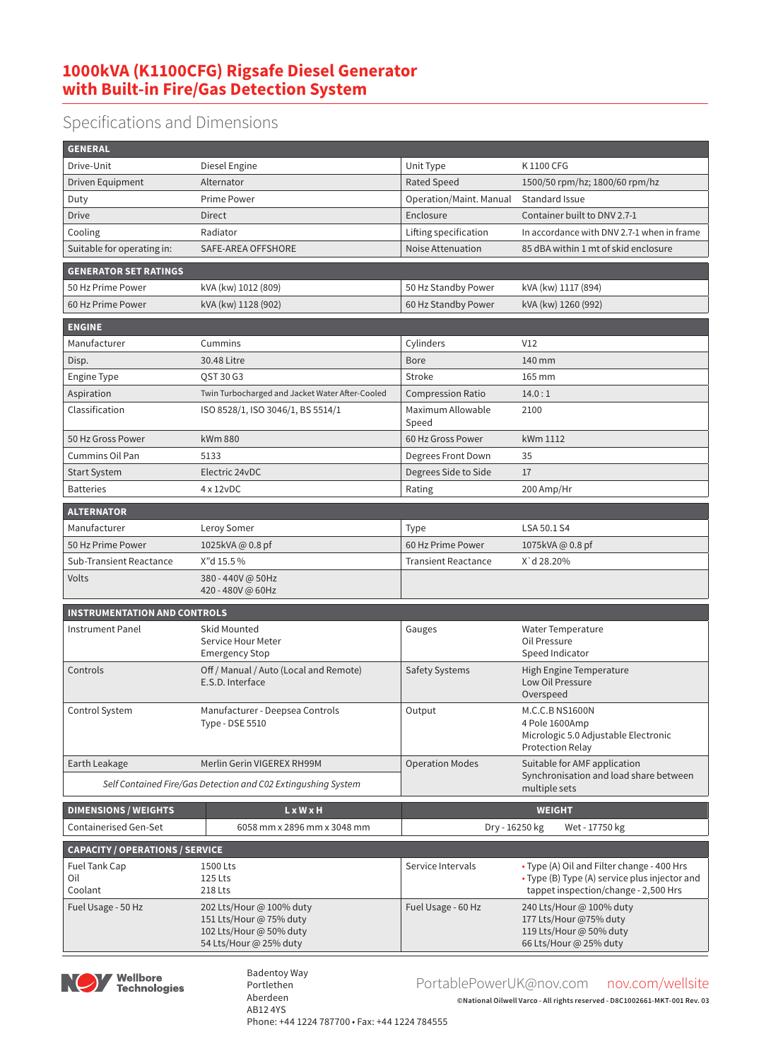# 1000kVA (K1100CFG) Rigsafe Diesel Generator with Built-in Fire/Gas Detection System

## Specifications and Dimensions

| GENERAL | | | |
|---|---|---|---|
| Drive-Unit | Diesel Engine | Unit Type | K 1100 CFG |
| Driven Equipment | Alternator | Rated Speed | 1500/50 rpm/hz; 1800/60 rpm/hz |
| Duty | Prime Power | Operation/Maint. Manual | Standard Issue |
| Drive | Direct | Enclosure | Container built to DNV 2.7-1 |
| Cooling | Radiator | Lifting specification | In accordance with DNV 2.7-1 when in frame |
| Suitable for operating in: | SAFE-AREA OFFSHORE | Noise Attenuation | 85 dBA within 1 mt of skid enclosure |

| GENERATOR SET RATINGS | | | |
|---|---|---|---|
| 50 Hz Prime Power | kVA (kw) 1012 (809) | 50 Hz Standby Power | kVA (kw) 1117 (894) |
| 60 Hz Prime Power | kVA (kw) 1128 (902) | 60 Hz Standby Power | kVA (kw) 1260 (992) |

| ENGINE | | | |
|---|---|---|---|
| Manufacturer | Cummins | Cylinders | V12 |
| Disp. | 30.48 Litre | Bore | 140 mm |
| Engine Type | QST 30 G3 | Stroke | 165 mm |
| Aspiration | Twin Turbocharged and Jacket Water After-Cooled | Compression Ratio | 14.0 : 1 |
| Classification | ISO 8528/1, ISO 3046/1, BS 5514/1 | Maximum Allowable Speed | 2100 |
| 50 Hz Gross Power | kWm 880 | 60 Hz Gross Power | kWm 1112 |
| Cummins Oil Pan | 5133 | Degrees Front Down | 35 |
| Start System | Electric 24vDC | Degrees Side to Side | 17 |
| Batteries | 4 x 12vDC | Rating | 200 Amp/Hr |

| ALTERNATOR | | | |
|---|---|---|---|
| Manufacturer | Leroy Somer | Type | LSA 50.1 S4 |
| 50 Hz Prime Power | 1025kVA @ 0.8 pf | 60 Hz Prime Power | 1075kVA @ 0.8 pf |
| Sub-Transient Reactance | X"d 15.5 % | Transient Reactance | X`d 28.20% |
| Volts | 380 - 440V @ 50Hz<br>420 - 480V @ 60Hz | | |

| INSTRUMENTATION AND CONTROLS | | | |
|---|---|---|---|
| Instrument Panel | Skid Mounted<br>Service Hour Meter<br>Emergency Stop | Gauges | Water Temperature<br>Oil Pressure<br>Speed Indicator |
| Controls | Off / Manual / Auto (Local and Remote)<br>E.S.D. Interface | Safety Systems | High Engine Temperature<br>Low Oil Pressure<br>Overspeed |
| Control System | Manufacturer - Deepsea Controls<br>Type - DSE 5510 | Output | M.C.C.B NS1600N<br>4 Pole 1600Amp<br>Micrologic 5.0 Adjustable Electronic Protection Relay |
| Earth Leakage | Merlin Gerin VIGEREX RH99M | Operation Modes | Suitable for AMF application<br>Synchronisation and load share between multiple sets |
| *Self Contained Fire/Gas Detection and C02 Extinguishing System* | | | |

| DIMENSIONS / WEIGHTS | L x W x H | WEIGHT |
|---|---|---|
| Containerised Gen-Set | 6058 mm x 2896 mm x 3048 mm | Dry - 16250 kg    Wet - 17750 kg |

| CAPACITY / OPERATIONS / SERVICE | | | |
|---|---|---|---|
| Fuel Tank Cap<br>Oil<br>Coolant | 1500 Lts<br>125 Lts<br>218 Lts | Service Intervals | • Type (A) Oil and Filter change - 400 Hrs<br>• Type (B) Type (A) service plus injector and tappet inspection/change - 2,500 Hrs |
| Fuel Usage - 50 Hz | 202 Lts/Hour @ 100% duty<br>151 Lts/Hour @ 75% duty<br>102 Lts/Hour @ 50% duty<br>54 Lts/Hour @ 25% duty | Fuel Usage - 60 Hz | 240 Lts/Hour @ 100% duty<br>177 Lts/Hour @75% duty<br>119 Lts/Hour @ 50% duty<br>66 Lts/Hour @ 25% duty |

NOV Wellbore Technologies

Badentoy Way
Portlethen
Aberdeen
AB12 4YS
Phone: +44 1224 787700 • Fax: +44 1224 784555

PortablePowerUK@nov.com    nov.com/wellsite

©National Oilwell Varco - All rights reserved - D8C1002661-MKT-001 Rev. 03